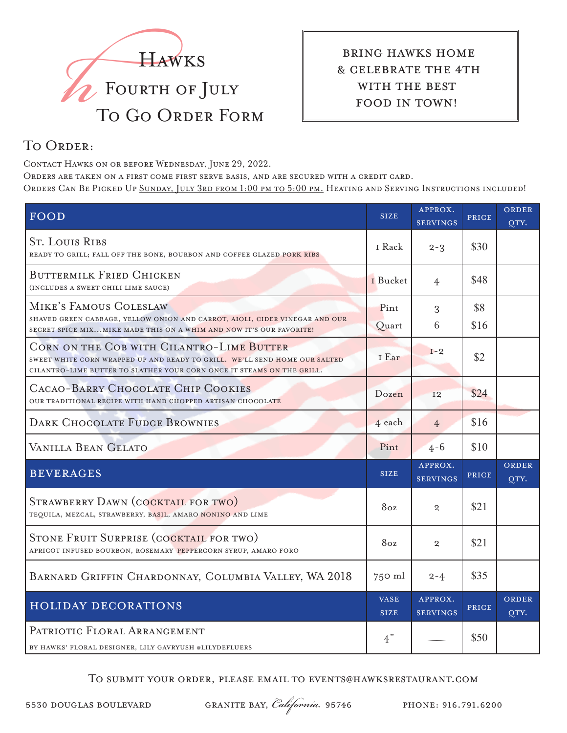# Hawks
## Fourth of July
## To Go Order Form

**BRING HAWKS HOME & CELEBRATE THE 4TH WITH THE BEST FOOD IN TOWN!**

## To Order:

Contact Hawks on or before Wednesday, June 29, 2022.
Orders are taken on a first come first serve basis, and are secured with a credit card.
Orders Can Be Picked Up Sunday, July 3rd from 1:00 pm to 5:00 pm. Heating and Serving Instructions included!

| FOOD | SIZE | APPROX. SERVINGS | PRICE | ORDER QTY. |
|---|---|---|---|---|
| **St. Louis Ribs**<br>ready to grill; fall off the bone, bourbon and coffee glazed pork ribs | 1 Rack | 2-3 | $30 | |
| **Buttermilk Fried Chicken**<br>(includes a sweet chili lime sauce) | 1 Bucket | 4 | $48 | |
| **Mike's Famous Coleslaw**<br>shaved green cabbage, yellow onion and carrot, aioli, cider vinegar and our secret spice mix...mike made this on a whim and now it's our favorite! | Pint<br>Quart | 3<br>6 | $8<br>$16 | |
| **Corn on the Cob with Cilantro-Lime Butter**<br>sweet white corn wrapped up and ready to grill. we'll send home our salted cilantro-lime butter to slather your corn once it steams on the grill. | 1 Ear | 1-2 | $2 | |
| **Cacao-Barry Chocolate Chip Cookies**<br>our traditional recipe with hand chopped artisan chocolate | Dozen | 12 | $24 | |
| **Dark Chocolate Fudge Brownies** | 4 each | 4 | $16 | |
| **Vanilla Bean Gelato** | Pint | 4-6 | $10 | |
| **BEVERAGES** | **SIZE** | **APPROX. SERVINGS** | **PRICE** | **ORDER QTY.** |
| **Strawberry Dawn (cocktail for two)**<br>tequila, mezcal, strawberry, basil, amaro nonino and lime | 8oz | 2 | $21 | |
| **Stone Fruit Surprise (cocktail for two)**<br>apricot infused bourbon, rosemary-peppercorn syrup, amaro foro | 8oz | 2 | $21 | |
| **Barnard Griffin Chardonnay, Columbia Valley, WA 2018** | 750 ml | 2-4 | $35 | |
| **HOLIDAY DECORATIONS** | **VASE SIZE** | **APPROX. SERVINGS** | **PRICE** | **ORDER QTY.** |
| **Patriotic Floral Arrangement**<br>by hawks' floral designer, lily gavryush @lilydefluers | 4" | — | $50 | |

To submit your order, please email to events@hawksrestaurant.com

5530 DOUGLAS BOULEVARD | GRANITE BAY, *California* 95746 | PHONE: 916.791.6200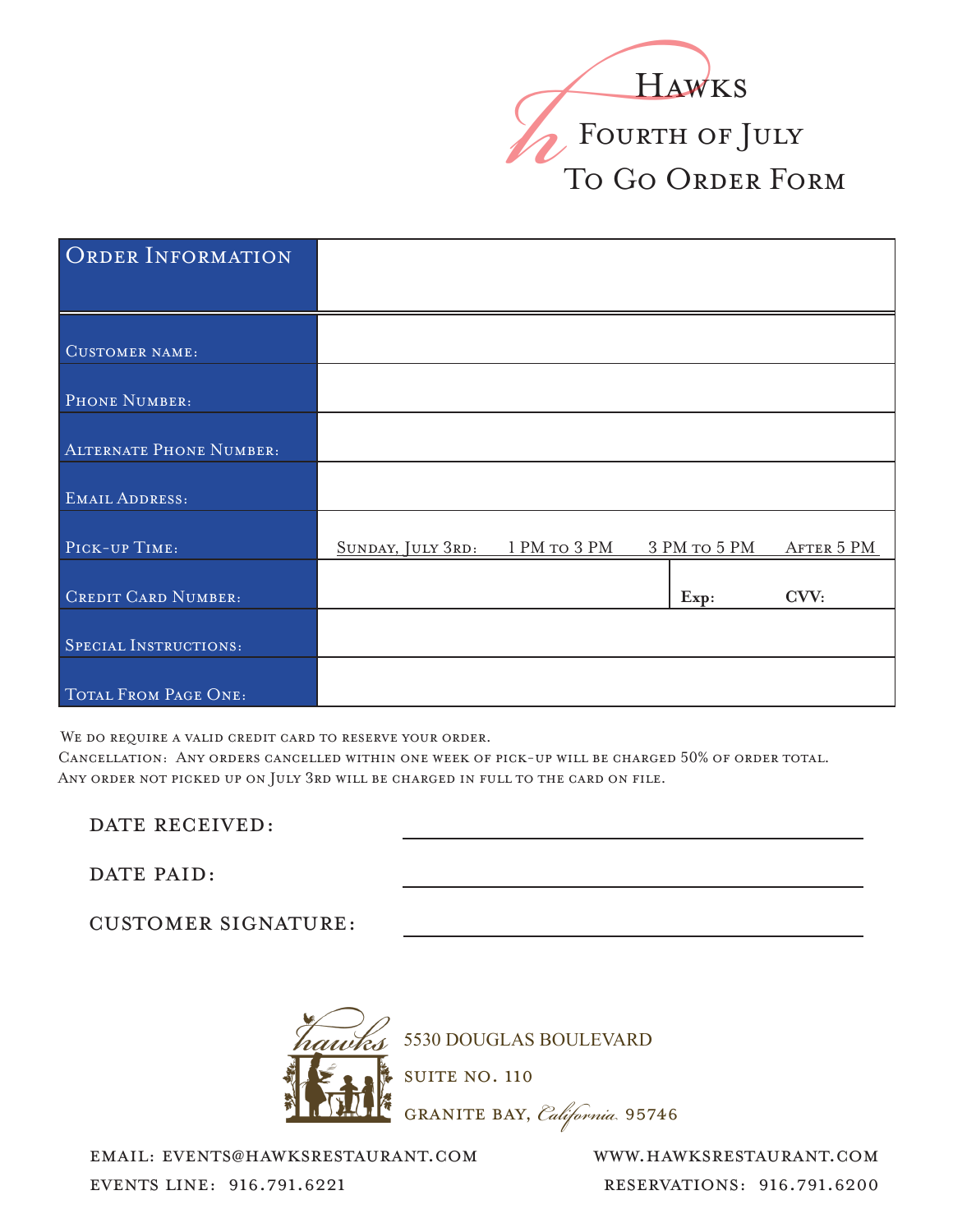# Hawks
## Fourth of July
## To Go Order Form

| Order Information | | | |
|---|---|---|---|
| Customer name: | | | |
| Phone Number: | | | |
| Alternate Phone Number: | | | |
| Email Address: | | | |
| Pick-up Time: | Sunday, July 3rd: 1 PM to 3 PM | 3 PM to 5 PM | After 5 PM |
| Credit Card Number: | | **Exp:** | **CVV:** |
| Special Instructions: | | | |
| Total From Page One: | | | |

We do require a valid credit card to reserve your order.
Cancellation: Any orders cancelled within one week of pick-up will be charged 50% of order total.
Any order not picked up on July 3rd will be charged in full to the card on file.

DATE RECEIVED: ____________________

DATE PAID: ____________________

CUSTOMER SIGNATURE: ____________________

hawks
5530 DOUGLAS BOULEVARD
SUITE NO. 110
GRANITE BAY, *California* 95746

EMAIL: EVENTS@HAWKSRESTAURANT.COM
EVENTS LINE: 916.791.6221

WWW.HAWKSRESTAURANT.COM
RESERVATIONS: 916.791.6200